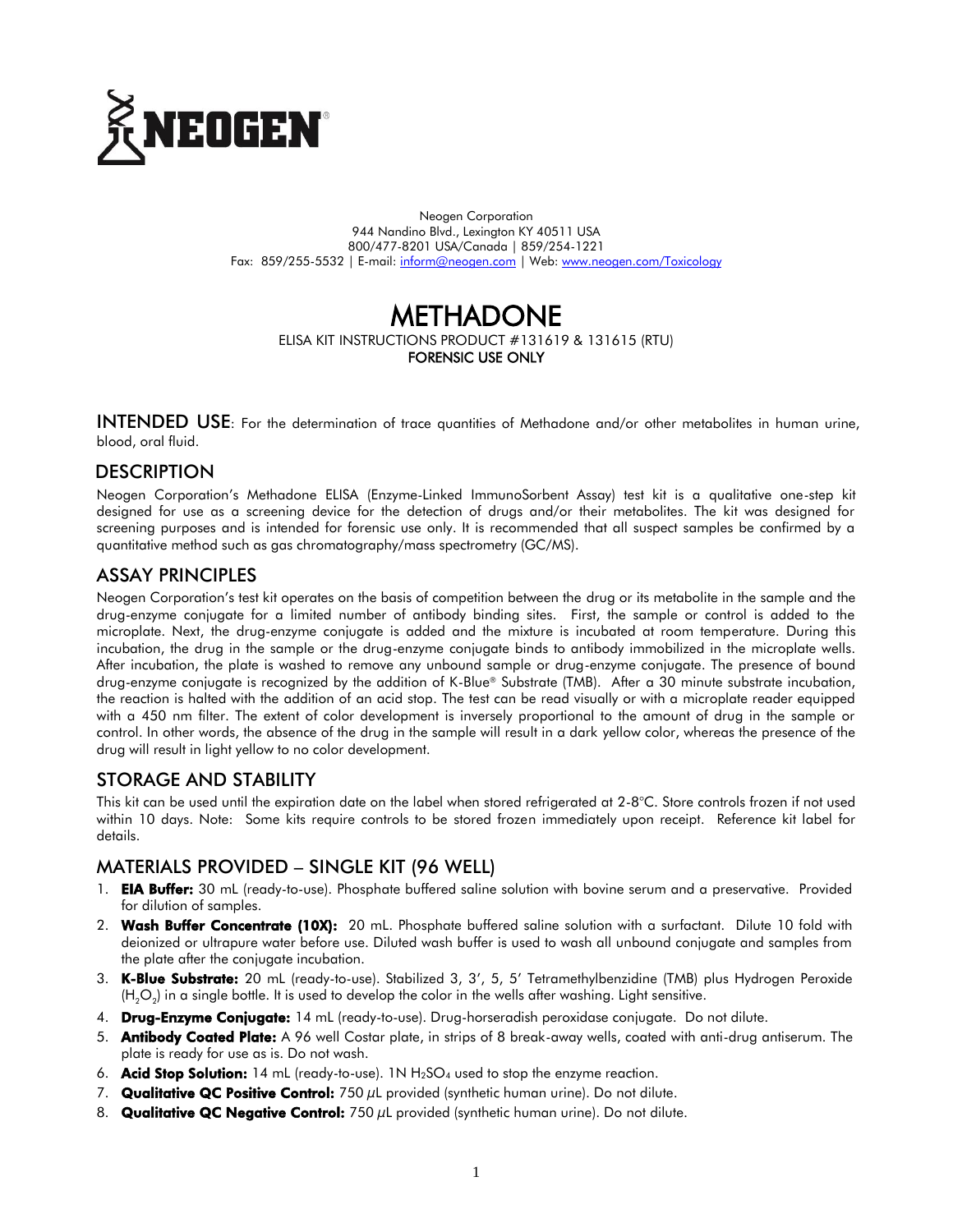**NEOGEN**®

Neogen Corporation
944 Nandino Blvd., Lexington KY 40511 USA
800/477-8201 USA/Canada | 859/254-1221
Fax: 859/255-5532 | E-mail: inform@neogen.com | Web: www.neogen.com/Toxicology

# METHADONE

ELISA KIT INSTRUCTIONS PRODUCT #131619 & 131615 (RTU)
**FORENSIC USE ONLY**

## INTENDED USE

For the determination of trace quantities of Methadone and/or other metabolites in human urine, blood, oral fluid.

## DESCRIPTION

Neogen Corporation's Methadone ELISA (Enzyme-Linked ImmunoSorbent Assay) test kit is a qualitative one-step kit designed for use as a screening device for the detection of drugs and/or their metabolites. The kit was designed for screening purposes and is intended for forensic use only. It is recommended that all suspect samples be confirmed by a quantitative method such as gas chromatography/mass spectrometry (GC/MS).

## ASSAY PRINCIPLES

Neogen Corporation's test kit operates on the basis of competition between the drug or its metabolite in the sample and the drug-enzyme conjugate for a limited number of antibody binding sites. First, the sample or control is added to the microplate. Next, the drug-enzyme conjugate is added and the mixture is incubated at room temperature. During this incubation, the drug in the sample or the drug-enzyme conjugate binds to antibody immobilized in the microplate wells. After incubation, the plate is washed to remove any unbound sample or drug-enzyme conjugate. The presence of bound drug-enzyme conjugate is recognized by the addition of K-Blue® Substrate (TMB). After a 30 minute substrate incubation, the reaction is halted with the addition of an acid stop. The test can be read visually or with a microplate reader equipped with a 450 nm filter. The extent of color development is inversely proportional to the amount of drug in the sample or control. In other words, the absence of the drug in the sample will result in a dark yellow color, whereas the presence of the drug will result in light yellow to no color development.

## STORAGE AND STABILITY

This kit can be used until the expiration date on the label when stored refrigerated at 2-8°C. Store controls frozen if not used within 10 days. Note: Some kits require controls to be stored frozen immediately upon receipt. Reference kit label for details.

## MATERIALS PROVIDED – SINGLE KIT (96 WELL)

1. **EIA Buffer:** 30 mL (ready-to-use). Phosphate buffered saline solution with bovine serum and a preservative. Provided for dilution of samples.
2. **Wash Buffer Concentrate (10X):** 20 mL. Phosphate buffered saline solution with a surfactant. Dilute 10 fold with deionized or ultrapure water before use. Diluted wash buffer is used to wash all unbound conjugate and samples from the plate after the conjugate incubation.
3. **K-Blue Substrate:** 20 mL (ready-to-use). Stabilized 3, 3', 5, 5' Tetramethylbenzidine (TMB) plus Hydrogen Peroxide ($H_2O_2$) in a single bottle. It is used to develop the color in the wells after washing. Light sensitive.
4. **Drug-Enzyme Conjugate:** 14 mL (ready-to-use). Drug-horseradish peroxidase conjugate. Do not dilute.
5. **Antibody Coated Plate:** A 96 well Costar plate, in strips of 8 break-away wells, coated with anti-drug antiserum. The plate is ready for use as is. Do not wash.
6. **Acid Stop Solution:** 14 mL (ready-to-use). 1N $H_2SO_4$ used to stop the enzyme reaction.
7. **Qualitative QC Positive Control:** 750 µL provided (synthetic human urine). Do not dilute.
8. **Qualitative QC Negative Control:** 750 µL provided (synthetic human urine). Do not dilute.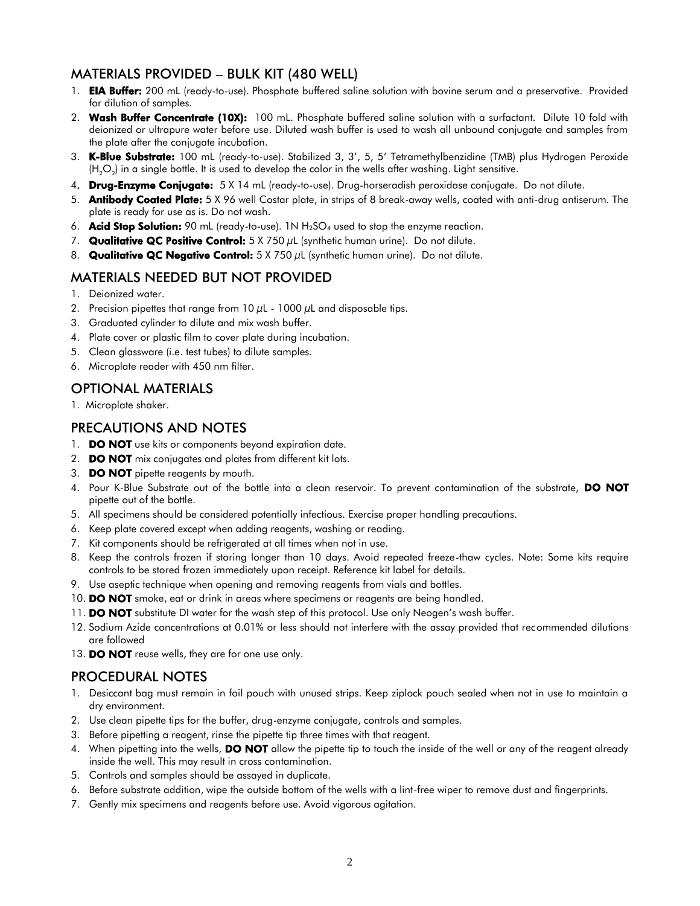## MATERIALS PROVIDED – BULK KIT (480 WELL)

1. **EIA Buffer:** 200 mL (ready-to-use). Phosphate buffered saline solution with bovine serum and a preservative. Provided for dilution of samples.
2. **Wash Buffer Concentrate (10X):** 100 mL. Phosphate buffered saline solution with a surfactant. Dilute 10 fold with deionized or ultrapure water before use. Diluted wash buffer is used to wash all unbound conjugate and samples from the plate after the conjugate incubation.
3. **K-Blue Substrate:** 100 mL (ready-to-use). Stabilized 3, 3', 5, 5' Tetramethylbenzidine (TMB) plus Hydrogen Peroxide ($H_2O_2$) in a single bottle. It is used to develop the color in the wells after washing. Light sensitive.
4. **Drug-Enzyme Conjugate:** 5 X 14 mL (ready-to-use). Drug-horseradish peroxidase conjugate. Do not dilute.
5. **Antibody Coated Plate:** 5 X 96 well Costar plate, in strips of 8 break-away wells, coated with anti-drug antiserum. The plate is ready for use as is. Do not wash.
6. **Acid Stop Solution:** 90 mL (ready-to-use). 1N $H_2SO_4$ used to stop the enzyme reaction.
7. **Qualitative QC Positive Control:** 5 X 750 $\mu$L (synthetic human urine). Do not dilute.
8. **Qualitative QC Negative Control:** 5 X 750 $\mu$L (synthetic human urine). Do not dilute.

## MATERIALS NEEDED BUT NOT PROVIDED

1. Deionized water.
2. Precision pipettes that range from 10 $\mu$L - 1000 $\mu$L and disposable tips.
3. Graduated cylinder to dilute and mix wash buffer.
4. Plate cover or plastic film to cover plate during incubation.
5. Clean glassware (i.e. test tubes) to dilute samples.
6. Microplate reader with 450 nm filter.

## OPTIONAL MATERIALS

1. Microplate shaker.

## PRECAUTIONS AND NOTES

1. **DO NOT** use kits or components beyond expiration date.
2. **DO NOT** mix conjugates and plates from different kit lots.
3. **DO NOT** pipette reagents by mouth.
4. Pour K-Blue Substrate out of the bottle into a clean reservoir. To prevent contamination of the substrate, **DO NOT** pipette out of the bottle.
5. All specimens should be considered potentially infectious. Exercise proper handling precautions.
6. Keep plate covered except when adding reagents, washing or reading.
7. Kit components should be refrigerated at all times when not in use.
8. Keep the controls frozen if storing longer than 10 days. Avoid repeated freeze-thaw cycles. Note: Some kits require controls to be stored frozen immediately upon receipt. Reference kit label for details.
9. Use aseptic technique when opening and removing reagents from vials and bottles.
10. **DO NOT** smoke, eat or drink in areas where specimens or reagents are being handled.
11. **DO NOT** substitute DI water for the wash step of this protocol. Use only Neogen's wash buffer.
12. Sodium Azide concentrations at 0.01% or less should not interfere with the assay provided that recommended dilutions are followed
13. **DO NOT** reuse wells, they are for one use only.

## PROCEDURAL NOTES

1. Desiccant bag must remain in foil pouch with unused strips. Keep ziplock pouch sealed when not in use to maintain a dry environment.
2. Use clean pipette tips for the buffer, drug-enzyme conjugate, controls and samples.
3. Before pipetting a reagent, rinse the pipette tip three times with that reagent.
4. When pipetting into the wells, **DO NOT** allow the pipette tip to touch the inside of the well or any of the reagent already inside the well. This may result in cross contamination.
5. Controls and samples should be assayed in duplicate.
6. Before substrate addition, wipe the outside bottom of the wells with a lint-free wiper to remove dust and fingerprints.
7. Gently mix specimens and reagents before use. Avoid vigorous agitation.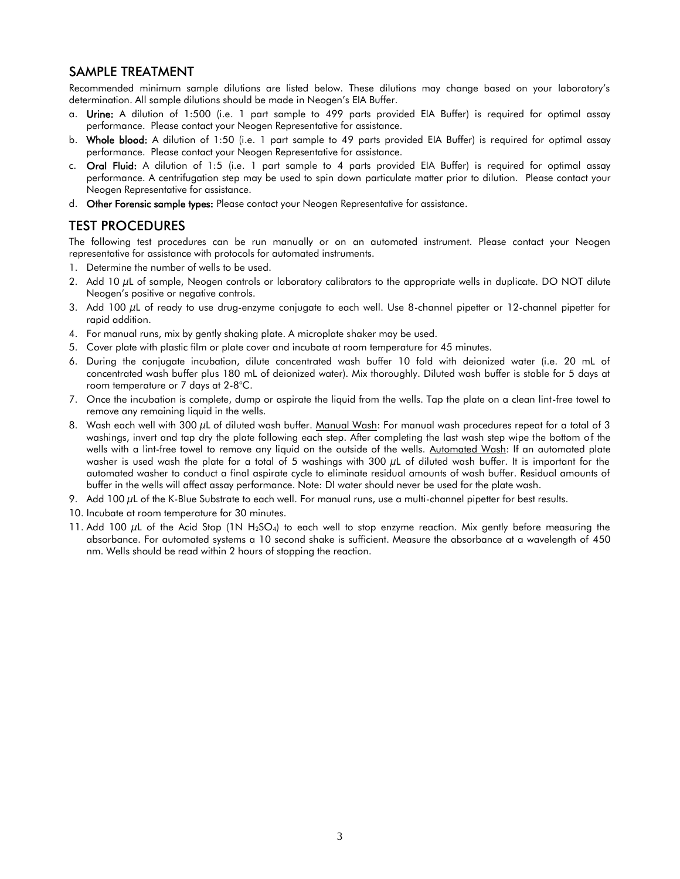## SAMPLE TREATMENT

Recommended minimum sample dilutions are listed below. These dilutions may change based on your laboratory's determination. All sample dilutions should be made in Neogen's EIA Buffer.

a. **Urine:** A dilution of 1:500 (i.e. 1 part sample to 499 parts provided EIA Buffer) is required for optimal assay performance. Please contact your Neogen Representative for assistance.
b. **Whole blood:** A dilution of 1:50 (i.e. 1 part sample to 49 parts provided EIA Buffer) is required for optimal assay performance. Please contact your Neogen Representative for assistance.
c. **Oral Fluid:** A dilution of 1:5 (i.e. 1 part sample to 4 parts provided EIA Buffer) is required for optimal assay performance. A centrifugation step may be used to spin down particulate matter prior to dilution. Please contact your Neogen Representative for assistance.
d. **Other Forensic sample types:** Please contact your Neogen Representative for assistance.

## TEST PROCEDURES

The following test procedures can be run manually or on an automated instrument. Please contact your Neogen representative for assistance with protocols for automated instruments.

1. Determine the number of wells to be used.
2. Add 10 μL of sample, Neogen controls or laboratory calibrators to the appropriate wells in duplicate. DO NOT dilute Neogen's positive or negative controls.
3. Add 100 μL of ready to use drug-enzyme conjugate to each well. Use 8-channel pipetter or 12-channel pipetter for rapid addition.
4. For manual runs, mix by gently shaking plate. A microplate shaker may be used.
5. Cover plate with plastic film or plate cover and incubate at room temperature for 45 minutes.
6. During the conjugate incubation, dilute concentrated wash buffer 10 fold with deionized water (i.e. 20 mL of concentrated wash buffer plus 180 mL of deionized water). Mix thoroughly. Diluted wash buffer is stable for 5 days at room temperature or 7 days at 2-8°C.
7. Once the incubation is complete, dump or aspirate the liquid from the wells. Tap the plate on a clean lint-free towel to remove any remaining liquid in the wells.
8. Wash each well with 300 μL of diluted wash buffer. Manual Wash: For manual wash procedures repeat for a total of 3 washings, invert and tap dry the plate following each step. After completing the last wash step wipe the bottom of the wells with a lint-free towel to remove any liquid on the outside of the wells. Automated Wash: If an automated plate washer is used wash the plate for a total of 5 washings with 300 μL of diluted wash buffer. It is important for the automated washer to conduct a final aspirate cycle to eliminate residual amounts of wash buffer. Residual amounts of buffer in the wells will affect assay performance. Note: DI water should never be used for the plate wash.
9. Add 100 μL of the K-Blue Substrate to each well. For manual runs, use a multi-channel pipetter for best results.
10. Incubate at room temperature for 30 minutes.
11. Add 100 μL of the Acid Stop (1N $H_2SO_4$) to each well to stop enzyme reaction. Mix gently before measuring the absorbance. For automated systems a 10 second shake is sufficient. Measure the absorbance at a wavelength of 450 nm. Wells should be read within 2 hours of stopping the reaction.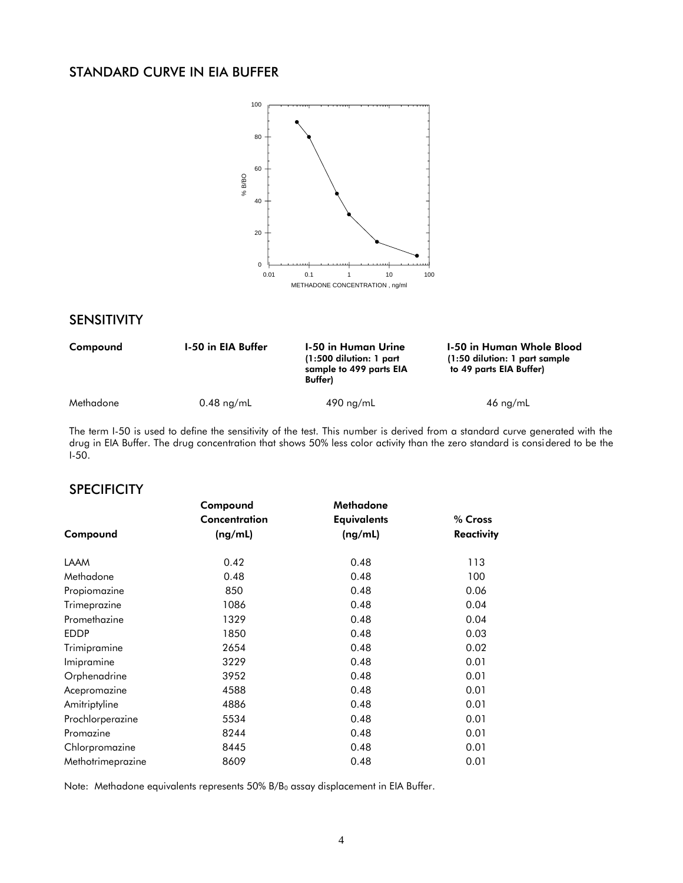## STANDARD CURVE IN EIA BUFFER

## SENSITIVITY

| Compound | I-50 in EIA Buffer | I-50 in Human Urine (1:500 dilution: 1 part sample to 499 parts EIA Buffer) | I-50 in Human Whole Blood (1:50 dilution: 1 part sample to 49 parts EIA Buffer) |
|---|---|---|---|
| Methadone | 0.48 ng/mL | 490 ng/mL | 46 ng/mL |

The term I-50 is used to define the sensitivity of the test. This number is derived from a standard curve generated with the drug in EIA Buffer. The drug concentration that shows 50% less color activity than the zero standard is considered to be the I-50.

## SPECIFICITY

| Compound | Compound Concentration (ng/mL) | Methadone Equivalents (ng/mL) | % Cross Reactivity |
|---|---|---|---|
| LAAM | 0.42 | 0.48 | 113 |
| Methadone | 0.48 | 0.48 | 100 |
| Propiomazine | 850 | 0.48 | 0.06 |
| Trimeprazine | 1086 | 0.48 | 0.04 |
| Promethazine | 1329 | 0.48 | 0.04 |
| EDDP | 1850 | 0.48 | 0.03 |
| Trimipramine | 2654 | 0.48 | 0.02 |
| Imipramine | 3229 | 0.48 | 0.01 |
| Orphenadrine | 3952 | 0.48 | 0.01 |
| Acepromazine | 4588 | 0.48 | 0.01 |
| Amitriptyline | 4886 | 0.48 | 0.01 |
| Prochlorperazine | 5534 | 0.48 | 0.01 |
| Promazine | 8244 | 0.48 | 0.01 |
| Chlorpromazine | 8445 | 0.48 | 0.01 |
| Methotrimeprazine | 8609 | 0.48 | 0.01 |

Note: Methadone equivalents represents 50% $B/B_0$ assay displacement in EIA Buffer.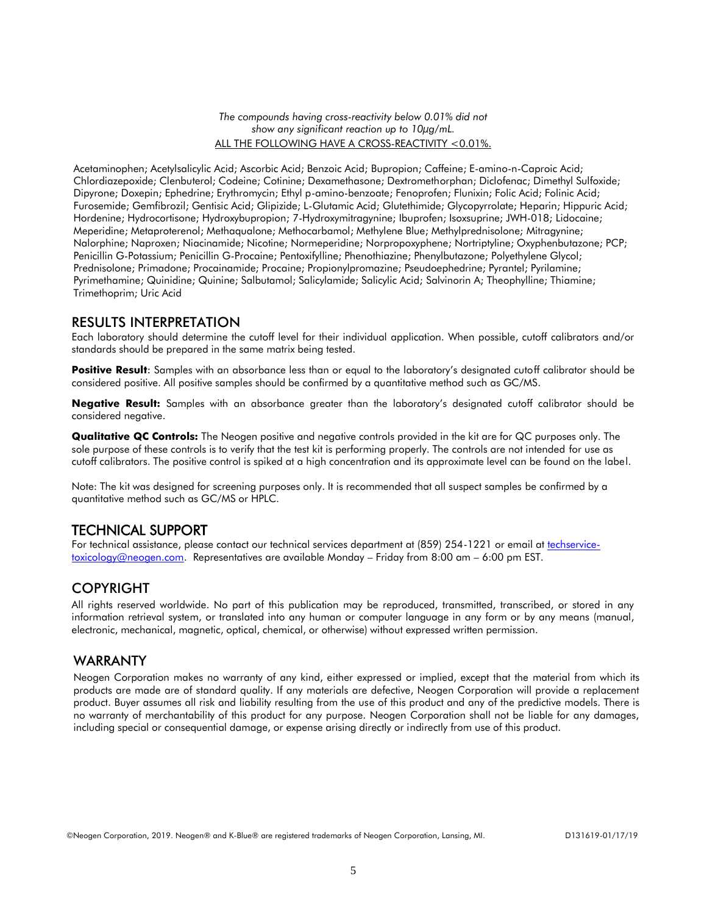*The compounds having cross-reactivity below 0.01% did not show any significant reaction up to 10µg/mL.*

ALL THE FOLLOWING HAVE A CROSS-REACTIVITY <0.01%.

Acetaminophen; Acetylsalicylic Acid; Ascorbic Acid; Benzoic Acid; Bupropion; Caffeine; E-amino-n-Caproic Acid; Chlordiazepoxide; Clenbuterol; Codeine; Cotinine; Dexamethasone; Dextromethorphan; Diclofenac; Dimethyl Sulfoxide; Dipyrone; Doxepin; Ephedrine; Erythromycin; Ethyl p-amino-benzoate; Fenoprofen; Flunixin; Folic Acid; Folinic Acid; Furosemide; Gemfibrozil; Gentisic Acid; Glipizide; L-Glutamic Acid; Glutethimide; Glycopyrrolate; Heparin; Hippuric Acid; Hordenine; Hydrocortisone; Hydroxybupropion; 7-Hydroxymitragynine; Ibuprofen; Isoxsuprine; JWH-018; Lidocaine; Meperidine; Metaproterenol; Methaqualone; Methocarbamol; Methylene Blue; Methylprednisolone; Mitragynine; Nalorphine; Naproxen; Niacinamide; Nicotine; Normeperidine; Norpropoxyphene; Nortriptyline; Oxyphenbutazone; PCP; Penicillin G-Potassium; Penicillin G-Procaine; Pentoxifylline; Phenothiazine; Phenylbutazone; Polyethylene Glycol; Prednisolone; Primadone; Procainamide; Procaine; Propionylpromazine; Pseudoephedrine; Pyrantel; Pyrilamine; Pyrimethamine; Quinidine; Quinine; Salbutamol; Salicylamide; Salicylic Acid; Salvinorin A; Theophylline; Thiamine; Trimethoprim; Uric Acid

## RESULTS INTERPRETATION

Each laboratory should determine the cutoff level for their individual application. When possible, cutoff calibrators and/or standards should be prepared in the same matrix being tested.

**Positive Result**: Samples with an absorbance less than or equal to the laboratory's designated cutoff calibrator should be considered positive. All positive samples should be confirmed by a quantitative method such as GC/MS.

**Negative Result:** Samples with an absorbance greater than the laboratory's designated cutoff calibrator should be considered negative.

**Qualitative QC Controls:** The Neogen positive and negative controls provided in the kit are for QC purposes only. The sole purpose of these controls is to verify that the test kit is performing properly. The controls are not intended for use as cutoff calibrators. The positive control is spiked at a high concentration and its approximate level can be found on the label.

Note: The kit was designed for screening purposes only. It is recommended that all suspect samples be confirmed by a quantitative method such as GC/MS or HPLC.

## TECHNICAL SUPPORT

For technical assistance, please contact our technical services department at (859) 254-1221 or email at techservice-toxicology@neogen.com. Representatives are available Monday – Friday from 8:00 am – 6:00 pm EST.

## COPYRIGHT

All rights reserved worldwide. No part of this publication may be reproduced, transmitted, transcribed, or stored in any information retrieval system, or translated into any human or computer language in any form or by any means (manual, electronic, mechanical, magnetic, optical, chemical, or otherwise) without expressed written permission.

## WARRANTY

Neogen Corporation makes no warranty of any kind, either expressed or implied, except that the material from which its products are made are of standard quality. If any materials are defective, Neogen Corporation will provide a replacement product. Buyer assumes all risk and liability resulting from the use of this product and any of the predictive models. There is no warranty of merchantability of this product for any purpose. Neogen Corporation shall not be liable for any damages, including special or consequential damage, or expense arising directly or indirectly from use of this product.

©Neogen Corporation, 2019. Neogen® and K-Blue® are registered trademarks of Neogen Corporation, Lansing, MI. D131619-01/17/19